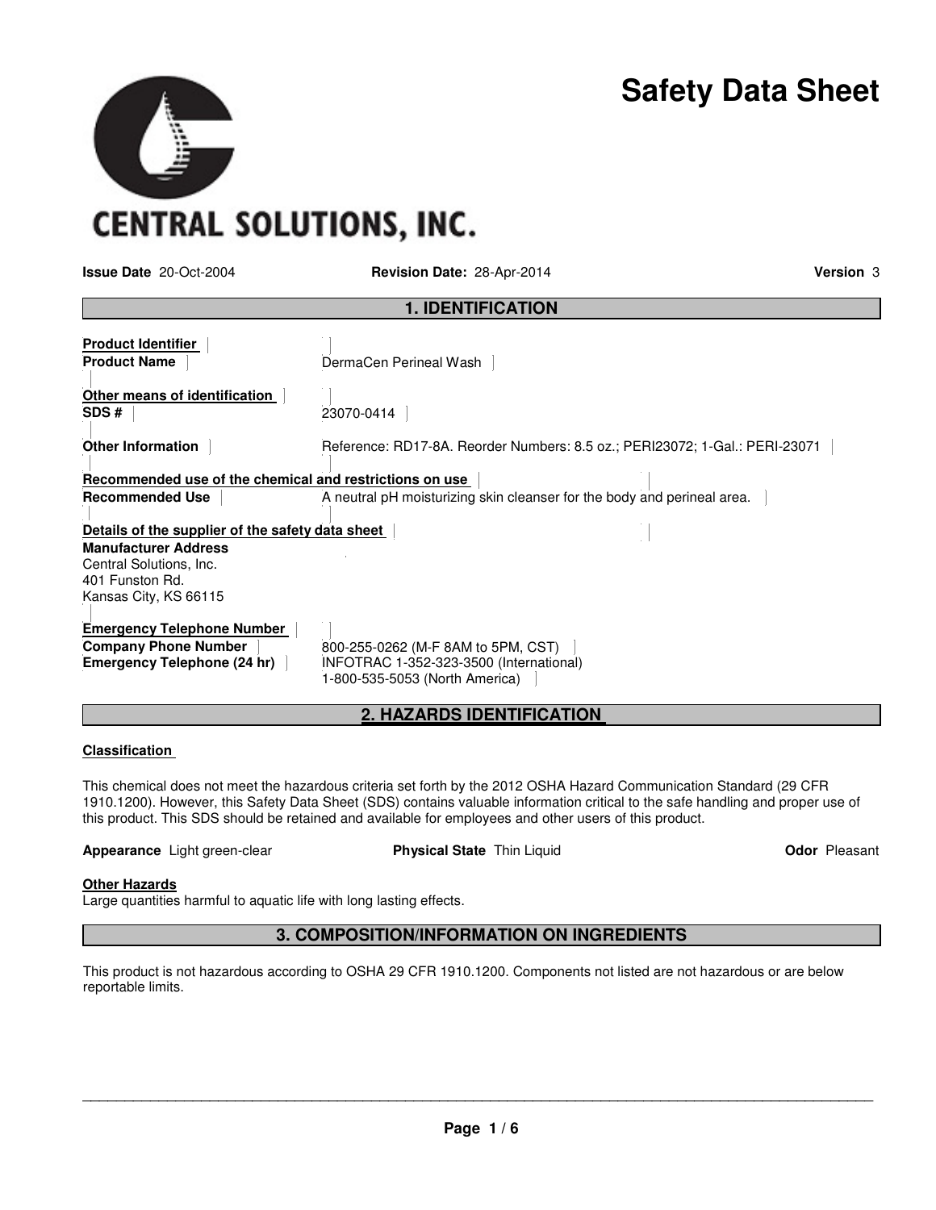CENTRAL SOLUTIONS, INC.

# Safety Data Sheet

**Issue Date** 20-Oct-2004 **Revision Date:** 28-Apr-2014 **Version** 3

## 1. IDENTIFICATION

**Product Identifier**

**Product Name** DermaCen Perineal Wash

**Other means of identification**

**SDS #** 23070-0414

**Other Information** Reference: RD17-8A. Reorder Numbers: 8.5 oz.; PERI23072; 1-Gal.: PERI-23071

**Recommended use of the chemical and restrictions on use**

**Recommended Use** A neutral pH moisturizing skin cleanser for the body and perineal area.

**Details of the supplier of the safety data sheet**

**Manufacturer Address**
Central Solutions, Inc.
401 Funston Rd.
Kansas City, KS 66115

**Emergency Telephone Number**

**Company Phone Number** 800-255-0262 (M-F 8AM to 5PM, CST)

**Emergency Telephone (24 hr)** INFOTRAC 1-352-323-3500 (International)
1-800-535-5053 (North America)

## 2. HAZARDS IDENTIFICATION

**Classification**

This chemical does not meet the hazardous criteria set forth by the 2012 OSHA Hazard Communication Standard (29 CFR 1910.1200). However, this Safety Data Sheet (SDS) contains valuable information critical to the safe handling and proper use of this product. This SDS should be retained and available for employees and other users of this product.

**Appearance** Light green-clear **Physical State** Thin Liquid **Odor** Pleasant

**Other Hazards**
Large quantities harmful to aquatic life with long lasting effects.

## 3. COMPOSITION/INFORMATION ON INGREDIENTS

This product is not hazardous according to OSHA 29 CFR 1910.1200. Components not listed are not hazardous or are below reportable limits.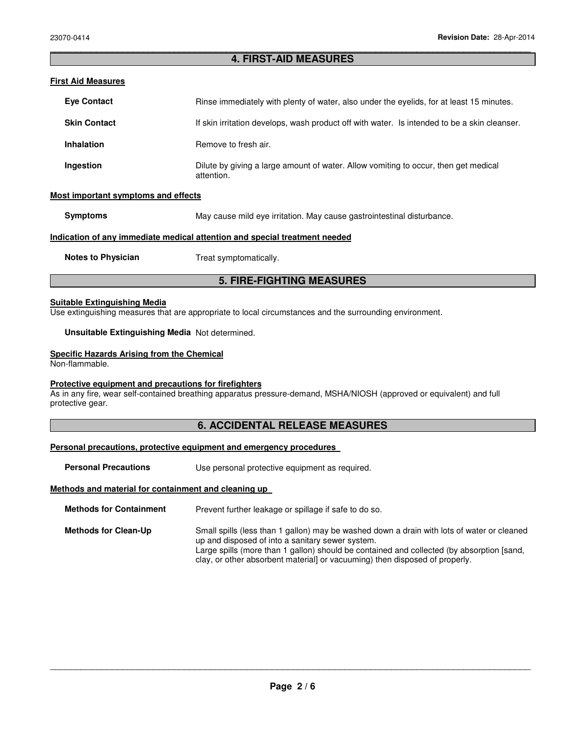## 4. FIRST-AID MEASURES

**First Aid Measures**

**Eye Contact** Rinse immediately with plenty of water, also under the eyelids, for at least 15 minutes.

**Skin Contact** If skin irritation develops, wash product off with water. Is intended to be a skin cleanser.

**Inhalation** Remove to fresh air.

**Ingestion** Dilute by giving a large amount of water. Allow vomiting to occur, then get medical attention.

**Most important symptoms and effects**

**Symptoms** May cause mild eye irritation. May cause gastrointestinal disturbance.

**Indication of any immediate medical attention and special treatment needed**

**Notes to Physician** Treat symptomatically.

## 5. FIRE-FIGHTING MEASURES

**Suitable Extinguishing Media**

Use extinguishing measures that are appropriate to local circumstances and the surrounding environment.

**Unsuitable Extinguishing Media** Not determined.

**Specific Hazards Arising from the Chemical**

Non-flammable.

**Protective equipment and precautions for firefighters**

As in any fire, wear self-contained breathing apparatus pressure-demand, MSHA/NIOSH (approved or equivalent) and full protective gear.

## 6. ACCIDENTAL RELEASE MEASURES

**Personal precautions, protective equipment and emergency procedures**

**Personal Precautions** Use personal protective equipment as required.

**Methods and material for containment and cleaning up**

**Methods for Containment** Prevent further leakage or spillage if safe to do so.

**Methods for Clean-Up** Small spills (less than 1 gallon) may be washed down a drain with lots of water or cleaned up and disposed of into a sanitary sewer system.
Large spills (more than 1 gallon) should be contained and collected (by absorption [sand, clay, or other absorbent material] or vacuuming) then disposed of properly.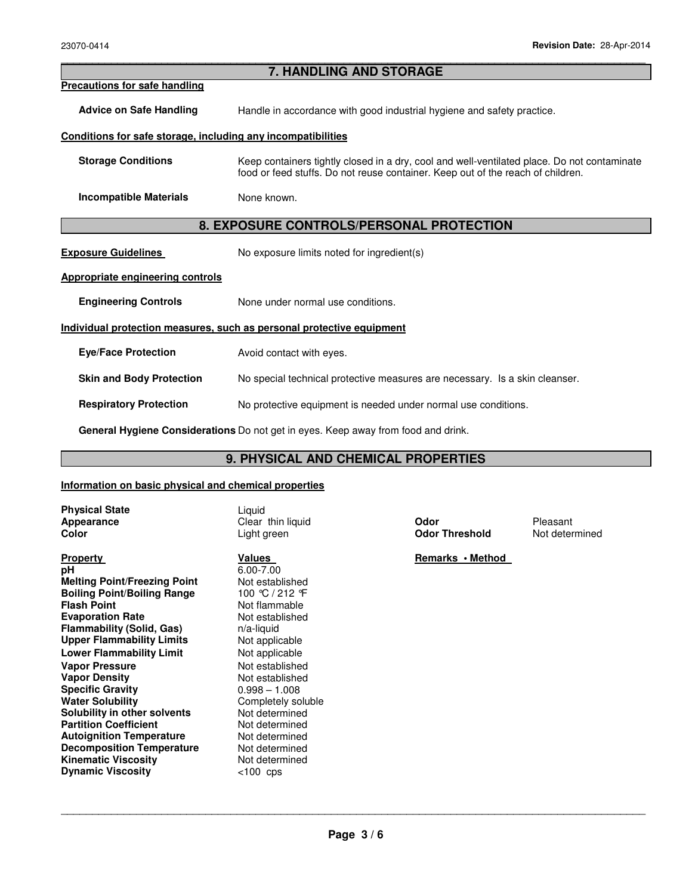## 7. HANDLING AND STORAGE

**Precautions for safe handling**

**Advice on Safe Handling** Handle in accordance with good industrial hygiene and safety practice.

**Conditions for safe storage, including any incompatibilities**

**Storage Conditions** Keep containers tightly closed in a dry, cool and well-ventilated place. Do not contaminate food or feed stuffs. Do not reuse container. Keep out of the reach of children.

**Incompatible Materials** None known.

## 8. EXPOSURE CONTROLS/PERSONAL PROTECTION

**Exposure Guidelines** No exposure limits noted for ingredient(s)

**Appropriate engineering controls**

**Engineering Controls** None under normal use conditions.

**Individual protection measures, such as personal protective equipment**

**Eye/Face Protection** Avoid contact with eyes.

**Skin and Body Protection** No special technical protective measures are necessary. Is a skin cleanser.

**Respiratory Protection** No protective equipment is needed under normal use conditions.

**General Hygiene Considerations** Do not get in eyes. Keep away from food and drink.

## 9. PHYSICAL AND CHEMICAL PROPERTIES

**Information on basic physical and chemical properties**

**Physical State** Liquid
**Appearance** Clear thin liquid
**Color** Light green
**Odor** Pleasant
**Odor Threshold** Not determined

| Property | Values | Remarks • Method |
|---|---|---|
| **pH** | 6.00-7.00 | |
| **Melting Point/Freezing Point** | Not established | |
| **Boiling Point/Boiling Range** | 100 °C / 212 °F | |
| **Flash Point** | Not flammable | |
| **Evaporation Rate** | Not established | |
| **Flammability (Solid, Gas)** | n/a-liquid | |
| **Upper Flammability Limits** | Not applicable | |
| **Lower Flammability Limit** | Not applicable | |
| **Vapor Pressure** | Not established | |
| **Vapor Density** | Not established | |
| **Specific Gravity** | 0.998 – 1.008 | |
| **Water Solubility** | Completely soluble | |
| **Solubility in other solvents** | Not determined | |
| **Partition Coefficient** | Not determined | |
| **Autoignition Temperature** | Not determined | |
| **Decomposition Temperature** | Not determined | |
| **Kinematic Viscosity** | Not determined | |
| **Dynamic Viscosity** | <100 cps | |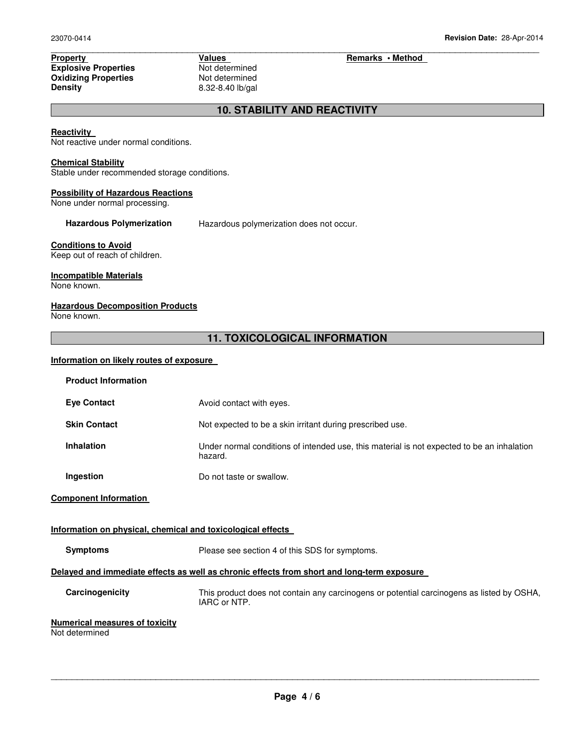| Property | Values | Remarks • Method |
| --- | --- | --- |
| **Explosive Properties** | Not determined | |
| **Oxidizing Properties** | Not determined | |
| **Density** | 8.32-8.40 lb/gal | |

## 10. STABILITY AND REACTIVITY

**Reactivity**
Not reactive under normal conditions.

**Chemical Stability**
Stable under recommended storage conditions.

**Possibility of Hazardous Reactions**
None under normal processing.

**Hazardous Polymerization** Hazardous polymerization does not occur.

**Conditions to Avoid**
Keep out of reach of children.

**Incompatible Materials**
None known.

**Hazardous Decomposition Products**
None known.

## 11. TOXICOLOGICAL INFORMATION

**Information on likely routes of exposure**

**Product Information**

**Eye Contact** Avoid contact with eyes.

**Skin Contact** Not expected to be a skin irritant during prescribed use.

**Inhalation** Under normal conditions of intended use, this material is not expected to be an inhalation hazard.

**Ingestion** Do not taste or swallow.

**Component Information**

**Information on physical, chemical and toxicological effects**

**Symptoms** Please see section 4 of this SDS for symptoms.

**Delayed and immediate effects as well as chronic effects from short and long-term exposure**

**Carcinogenicity** This product does not contain any carcinogens or potential carcinogens as listed by OSHA, IARC or NTP.

**Numerical measures of toxicity**
Not determined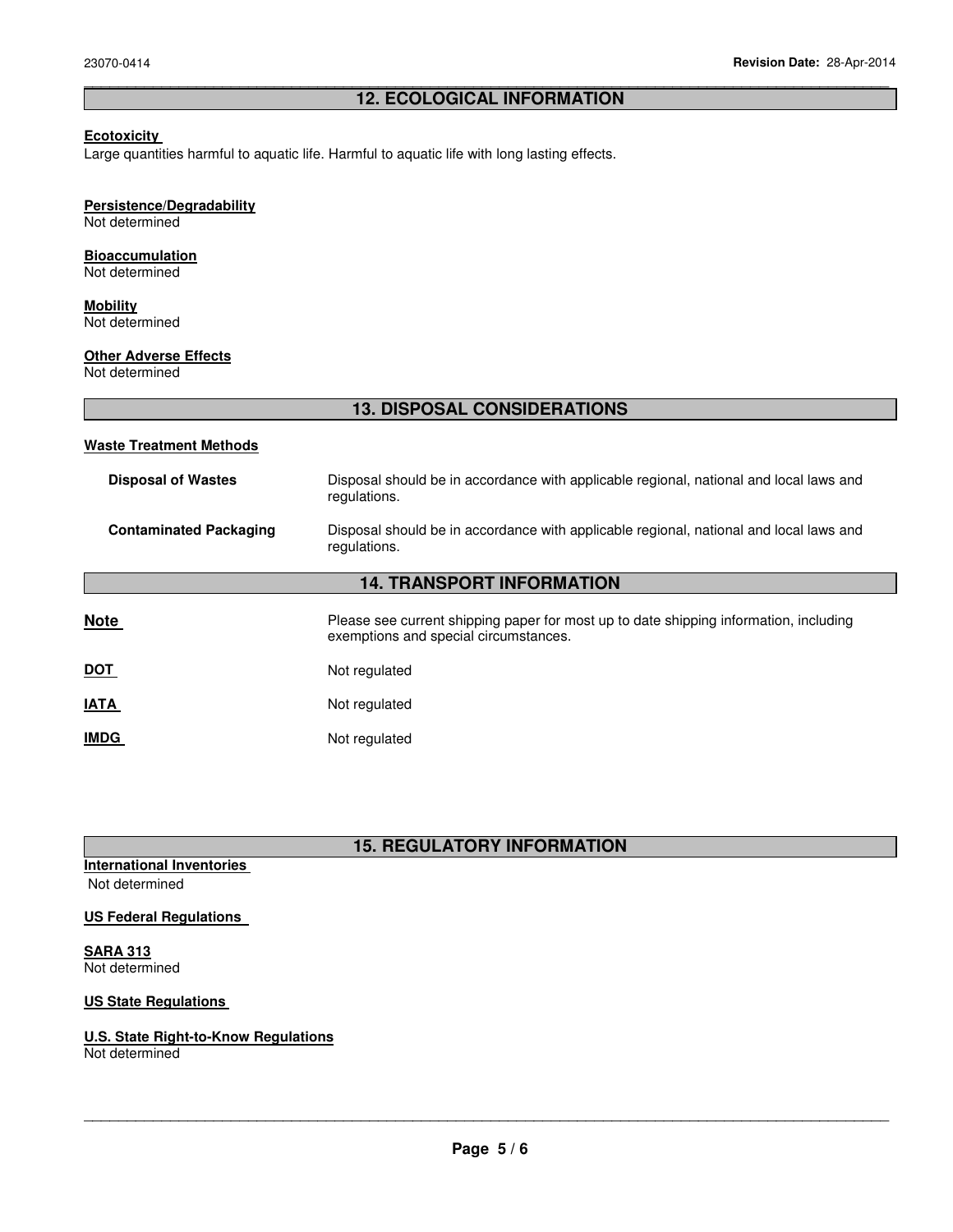## 12. ECOLOGICAL INFORMATION

**Ecotoxicity**
Large quantities harmful to aquatic life. Harmful to aquatic life with long lasting effects.

**Persistence/Degradability**
Not determined

**Bioaccumulation**
Not determined

**Mobility**
Not determined

**Other Adverse Effects**
Not determined

## 13. DISPOSAL CONSIDERATIONS

**Waste Treatment Methods**

| | |
|---|---|
| **Disposal of Wastes** | Disposal should be in accordance with applicable regional, national and local laws and regulations. |
| **Contaminated Packaging** | Disposal should be in accordance with applicable regional, national and local laws and regulations. |

## 14. TRANSPORT INFORMATION

| | |
|---|---|
| **Note** | Please see current shipping paper for most up to date shipping information, including exemptions and special circumstances. |
| **DOT** | Not regulated |
| **IATA** | Not regulated |
| **IMDG** | Not regulated |

## 15. REGULATORY INFORMATION

**International Inventories**
Not determined

**US Federal Regulations**

**SARA 313**
Not determined

**US State Regulations**

**U.S. State Right-to-Know Regulations**
Not determined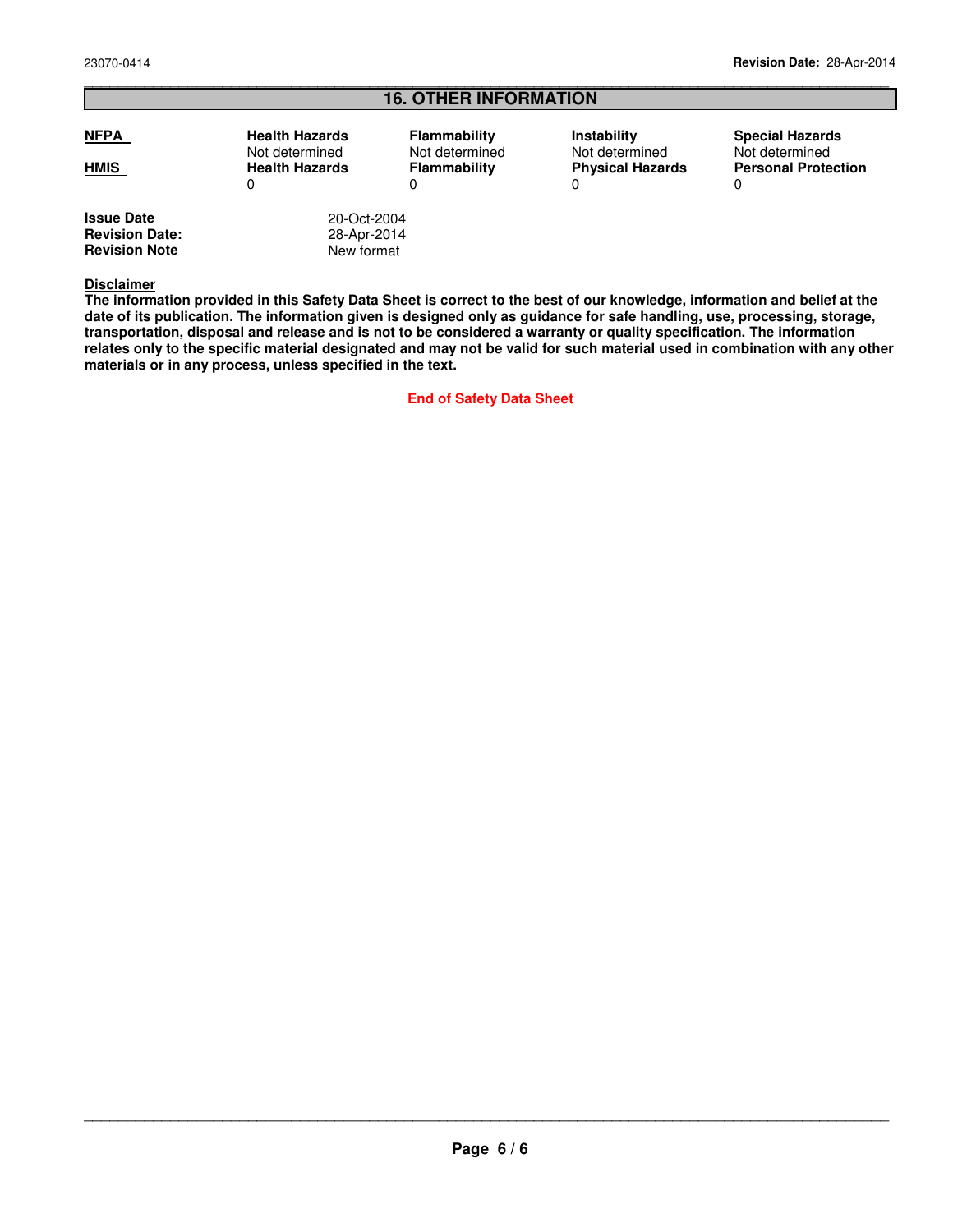## 16. OTHER INFORMATION

| | | | | |
|---|---|---|---|---|
| **NFPA** | **Health Hazards** | **Flammability** | **Instability** | **Special Hazards** |
| | Not determined | Not determined | Not determined | Not determined |
| **HMIS** | **Health Hazards** | **Flammability** | **Physical Hazards** | **Personal Protection** |
| | 0 | 0 | 0 | 0 |

| | |
|---|---|
| **Issue Date** | 20-Oct-2004 |
| **Revision Date:** | 28-Apr-2014 |
| **Revision Note** | New format |

**Disclaimer**

**The information provided in this Safety Data Sheet is correct to the best of our knowledge, information and belief at the date of its publication. The information given is designed only as guidance for safe handling, use, processing, storage, transportation, disposal and release and is not to be considered a warranty or quality specification. The information relates only to the specific material designated and may not be valid for such material used in combination with any other materials or in any process, unless specified in the text.**

**End of Safety Data Sheet**